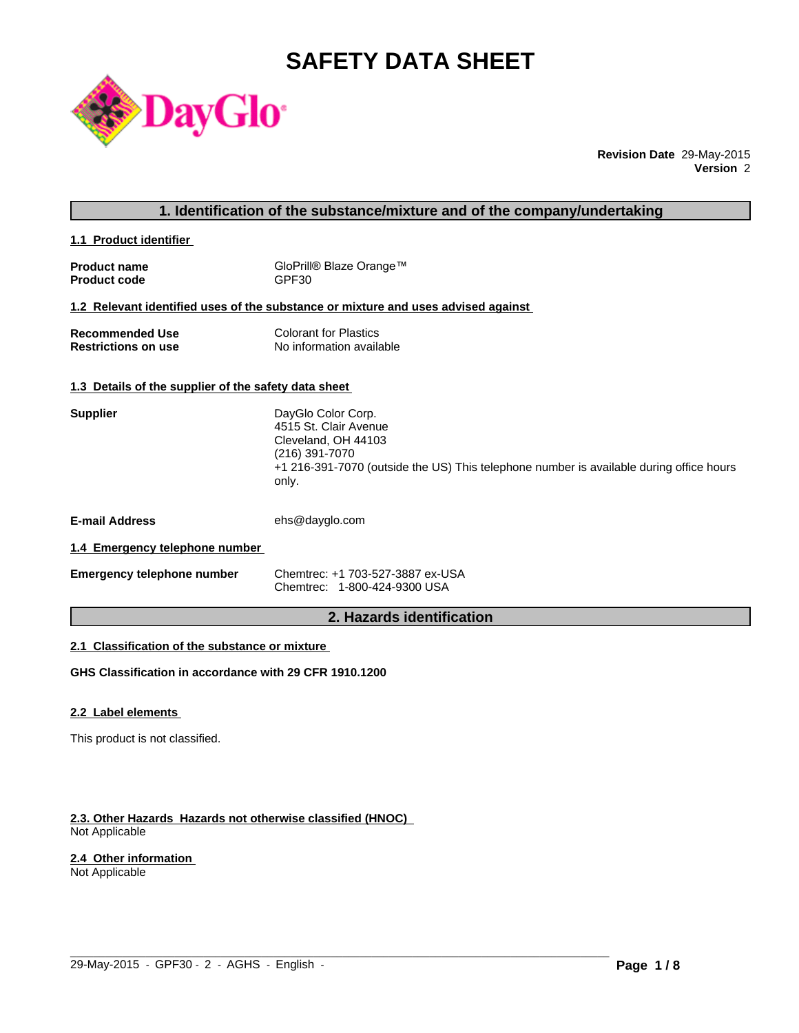# SAFETY DATA SHEET

**Revision Date** 29-May-2015
**Version** 2

## 1. Identification of the substance/mixture and of the company/undertaking

### 1.1 Product identifier

| | |
|---|---|
| **Product name** | GloPrill® Blaze Orange™ |
| **Product code** | GPF30 |

### 1.2 Relevant identified uses of the substance or mixture and uses advised against

| | |
|---|---|
| **Recommended Use** | Colorant for Plastics |
| **Restrictions on use** | No information available |

### 1.3 Details of the supplier of the safety data sheet

**Supplier**

DayGlo Color Corp.
4515 St. Clair Avenue
Cleveland, OH 44103
(216) 391-7070
+1 216-391-7070 (outside the US) This telephone number is available during office hours only.

**E-mail Address** ehs@dayglo.com

### 1.4 Emergency telephone number

**Emergency telephone number**

Chemtrec: +1 703-527-3887 ex-USA
Chemtrec: 1-800-424-9300 USA

## 2. Hazards identification

### 2.1 Classification of the substance or mixture

**GHS Classification in accordance with 29 CFR 1910.1200**

### 2.2 Label elements

This product is not classified.

### 2.3. Other Hazards Hazards not otherwise classified (HNOC)

Not Applicable

### 2.4 Other information

Not Applicable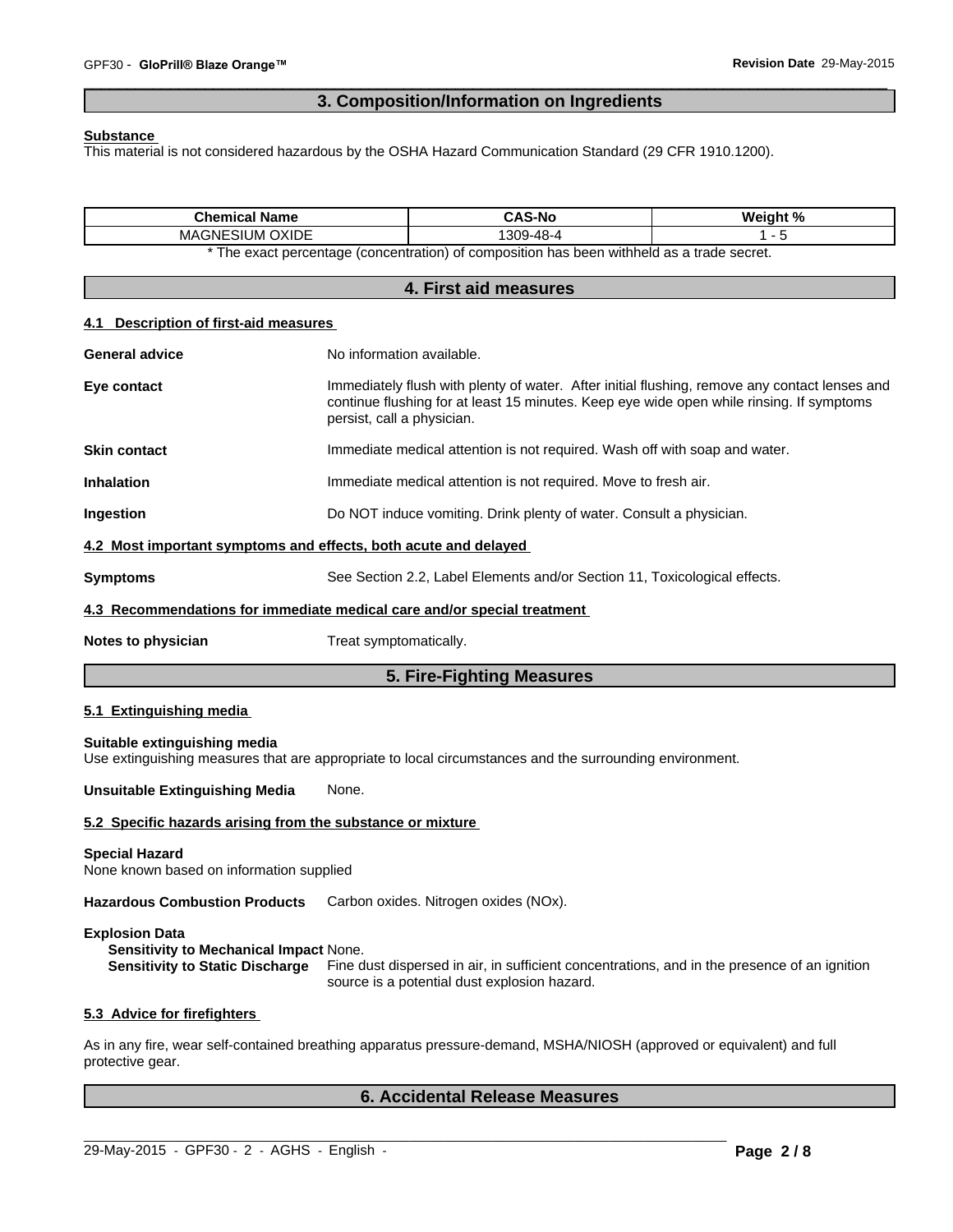## 3. Composition/Information on Ingredients

**Substance**
This material is not considered hazardous by the OSHA Hazard Communication Standard (29 CFR 1910.1200).

| Chemical Name | CAS-No | Weight % |
|---|---|---|
| MAGNESIUM OXIDE | 1309-48-4 | 1 - 5 |

* The exact percentage (concentration) of composition has been withheld as a trade secret.

## 4. First aid measures

### 4.1 Description of first-aid measures

**General advice** No information available.

**Eye contact** Immediately flush with plenty of water. After initial flushing, remove any contact lenses and continue flushing for at least 15 minutes. Keep eye wide open while rinsing. If symptoms persist, call a physician.

**Skin contact** Immediate medical attention is not required. Wash off with soap and water.

**Inhalation** Immediate medical attention is not required. Move to fresh air.

**Ingestion** Do NOT induce vomiting. Drink plenty of water. Consult a physician.

### 4.2 Most important symptoms and effects, both acute and delayed

**Symptoms** See Section 2.2, Label Elements and/or Section 11, Toxicological effects.

### 4.3 Recommendations for immediate medical care and/or special treatment

**Notes to physician** Treat symptomatically.

## 5. Fire-Fighting Measures

### 5.1 Extinguishing media

**Suitable extinguishing media**
Use extinguishing measures that are appropriate to local circumstances and the surrounding environment.

**Unsuitable Extinguishing Media** None.

### 5.2 Specific hazards arising from the substance or mixture

**Special Hazard**
None known based on information supplied

**Hazardous Combustion Products** Carbon oxides. Nitrogen oxides (NOx).

**Explosion Data**
**Sensitivity to Mechanical Impact** None.
**Sensitivity to Static Discharge** Fine dust dispersed in air, in sufficient concentrations, and in the presence of an ignition source is a potential dust explosion hazard.

### 5.3 Advice for firefighters

As in any fire, wear self-contained breathing apparatus pressure-demand, MSHA/NIOSH (approved or equivalent) and full protective gear.

## 6. Accidental Release Measures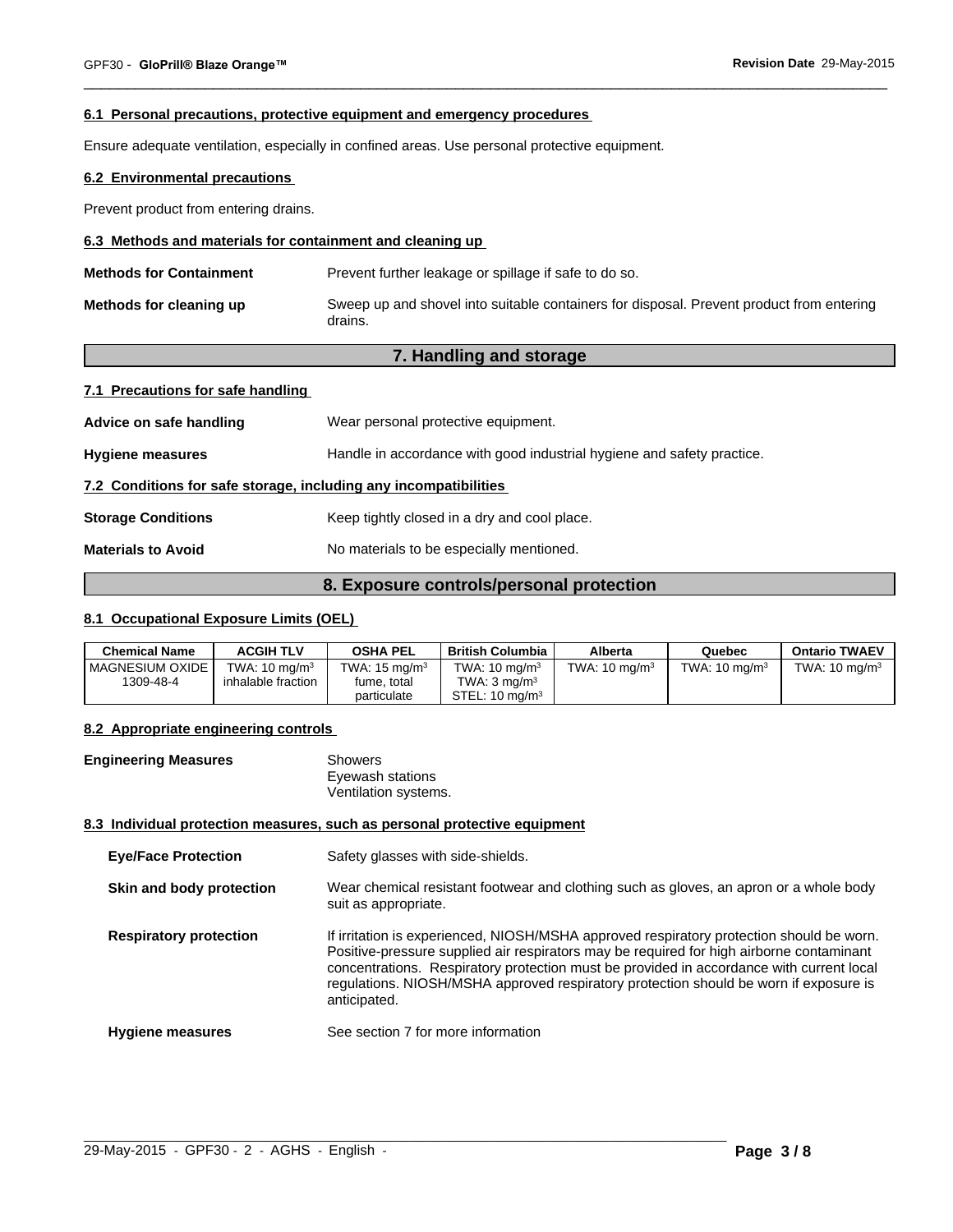### 6.1 Personal precautions, protective equipment and emergency procedures

Ensure adequate ventilation, especially in confined areas. Use personal protective equipment.

### 6.2 Environmental precautions

Prevent product from entering drains.

### 6.3 Methods and materials for containment and cleaning up

**Methods for Containment** Prevent further leakage or spillage if safe to do so.

**Methods for cleaning up** Sweep up and shovel into suitable containers for disposal. Prevent product from entering drains.

## 7. Handling and storage

### 7.1 Precautions for safe handling

**Advice on safe handling** Wear personal protective equipment.

**Hygiene measures** Handle in accordance with good industrial hygiene and safety practice.

### 7.2 Conditions for safe storage, including any incompatibilities

**Storage Conditions** Keep tightly closed in a dry and cool place.

**Materials to Avoid** No materials to be especially mentioned.

## 8. Exposure controls/personal protection

### 8.1 Occupational Exposure Limits (OEL)

| Chemical Name | ACGIH TLV | OSHA PEL | British Columbia | Alberta | Quebec | Ontario TWAEV |
|---|---|---|---|---|---|---|
| MAGNESIUM OXIDE 1309-48-4 | TWA: 10 $mg/m^3$ inhalable fraction | TWA: 15 $mg/m^3$ fume, total particulate | TWA: 10 $mg/m^3$ TWA: 3 $mg/m^3$ STEL: 10 $mg/m^3$ | TWA: 10 $mg/m^3$ | TWA: 10 $mg/m^3$ | TWA: 10 $mg/m^3$ |

### 8.2 Appropriate engineering controls

**Engineering Measures** Showers
Eyewash stations
Ventilation systems.

### 8.3 Individual protection measures, such as personal protective equipment

**Eye/Face Protection** Safety glasses with side-shields.

**Skin and body protection** Wear chemical resistant footwear and clothing such as gloves, an apron or a whole body suit as appropriate.

**Respiratory protection** If irritation is experienced, NIOSH/MSHA approved respiratory protection should be worn. Positive-pressure supplied air respirators may be required for high airborne contaminant concentrations. Respiratory protection must be provided in accordance with current local regulations. NIOSH/MSHA approved respiratory protection should be worn if exposure is anticipated.

**Hygiene measures** See section 7 for more information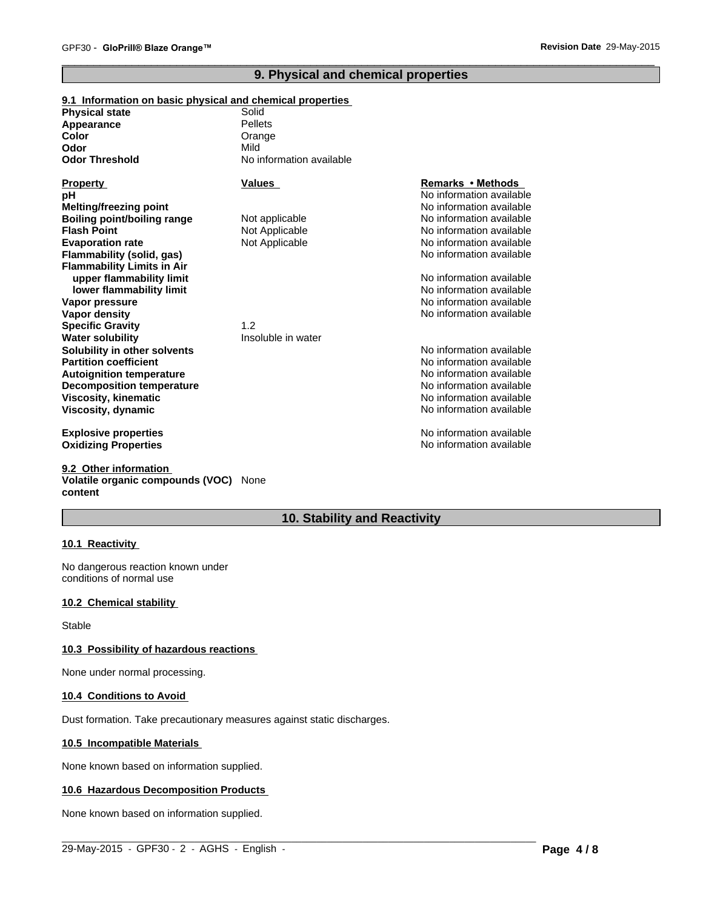## 9. Physical and chemical properties

### 9.1 Information on basic physical and chemical properties

**Physical state** Solid
**Appearance** Pellets
**Color** Orange
**Odor** Mild
**Odor Threshold** No information available

| Property | Values | Remarks • Methods |
|---|---|---|
| **pH** | | No information available |
| **Melting/freezing point** | | No information available |
| **Boiling point/boiling range** | Not applicable | No information available |
| **Flash Point** | Not Applicable | No information available |
| **Evaporation rate** | Not Applicable | No information available |
| **Flammability (solid, gas)** | | No information available |
| **Flammability Limits in Air** | | |
| **upper flammability limit** | | No information available |
| **lower flammability limit** | | No information available |
| **Vapor pressure** | | No information available |
| **Vapor density** | | No information available |
| **Specific Gravity** | 1.2 | |
| **Water solubility** | Insoluble in water | |
| **Solubility in other solvents** | | No information available |
| **Partition coefficient** | | No information available |
| **Autoignition temperature** | | No information available |
| **Decomposition temperature** | | No information available |
| **Viscosity, kinematic** | | No information available |
| **Viscosity, dynamic** | | No information available |
| **Explosive properties** | | No information available |
| **Oxidizing Properties** | | No information available |

### 9.2 Other information

**Volatile organic compounds (VOC) content** None

## 10. Stability and Reactivity

### 10.1 Reactivity

No dangerous reaction known under conditions of normal use

### 10.2 Chemical stability

Stable

### 10.3 Possibility of hazardous reactions

None under normal processing.

### 10.4 Conditions to Avoid

Dust formation. Take precautionary measures against static discharges.

### 10.5 Incompatible Materials

None known based on information supplied.

### 10.6 Hazardous Decomposition Products

None known based on information supplied.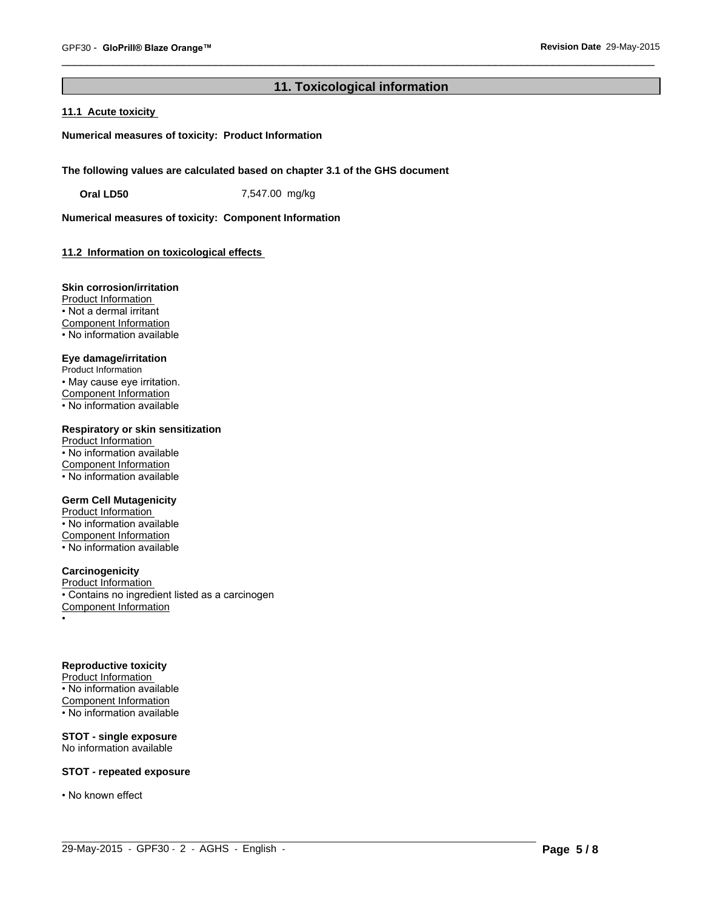## 11. Toxicological information

### 11.1 Acute toxicity

**Numerical measures of toxicity: Product Information**

**The following values are calculated based on chapter 3.1 of the GHS document**

| **Oral LD50** | 7,547.00 mg/kg |
|---|---|

**Numerical measures of toxicity: Component Information**

### 11.2 Information on toxicological effects

**Skin corrosion/irritation**
Product Information
• Not a dermal irritant
Component Information
• No information available

**Eye damage/irritation**
Product Information
• May cause eye irritation.
Component Information
• No information available

**Respiratory or skin sensitization**
Product Information
• No information available
Component Information
• No information available

**Germ Cell Mutagenicity**
Product Information
• No information available
Component Information
• No information available

**Carcinogenicity**
Product Information
• Contains no ingredient listed as a carcinogen
Component Information
•

**Reproductive toxicity**
Product Information
• No information available
Component Information
• No information available

**STOT - single exposure**
No information available

**STOT - repeated exposure**

• No known effect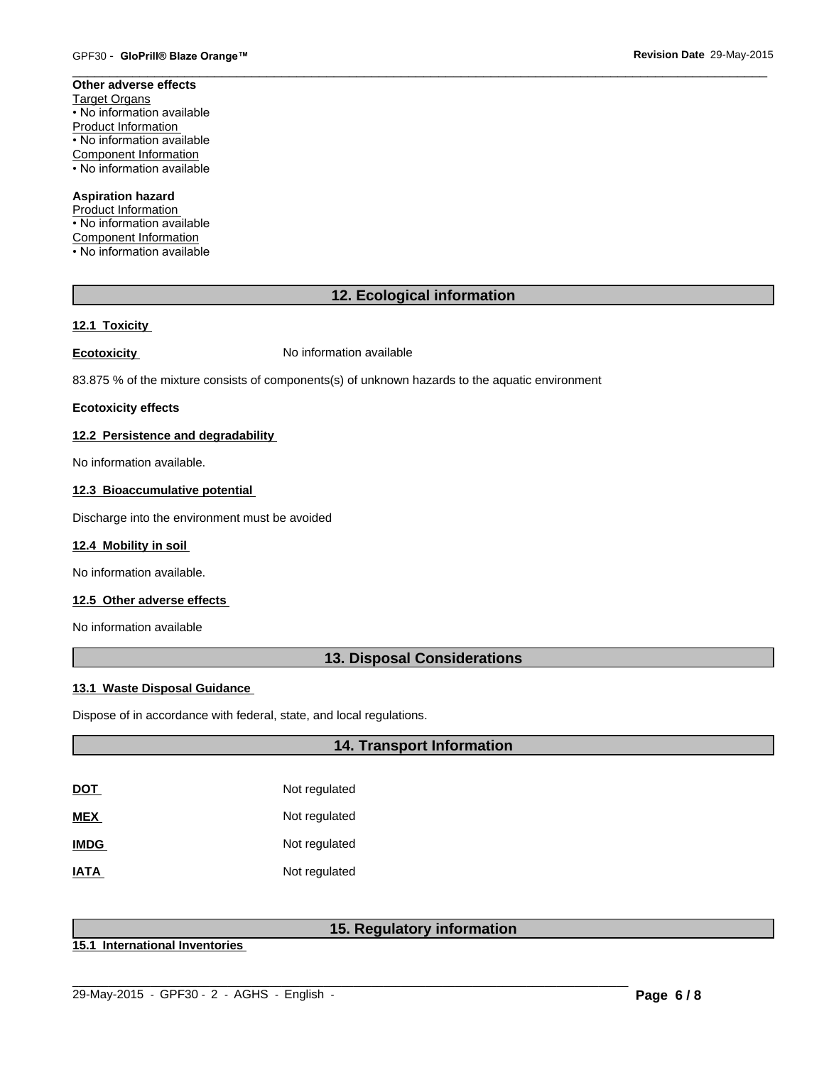**Other adverse effects**

Target Organs
• No information available

Product Information
• No information available

Component Information
• No information available

**Aspiration hazard**

Product Information
• No information available

Component Information
• No information available

## 12. Ecological information

### 12.1 Toxicity

**Ecotoxicity** No information available

83.875 % of the mixture consists of components(s) of unknown hazards to the aquatic environment

**Ecotoxicity effects**

### 12.2 Persistence and degradability

No information available.

### 12.3 Bioaccumulative potential

Discharge into the environment must be avoided

### 12.4 Mobility in soil

No information available.

### 12.5 Other adverse effects

No information available

## 13. Disposal Considerations

### 13.1 Waste Disposal Guidance

Dispose of in accordance with federal, state, and local regulations.

## 14. Transport Information

| | |
|---|---|
| **DOT** | Not regulated |
| **MEX** | Not regulated |
| **IMDG** | Not regulated |
| **IATA** | Not regulated |

## 15. Regulatory information

### 15.1 International Inventories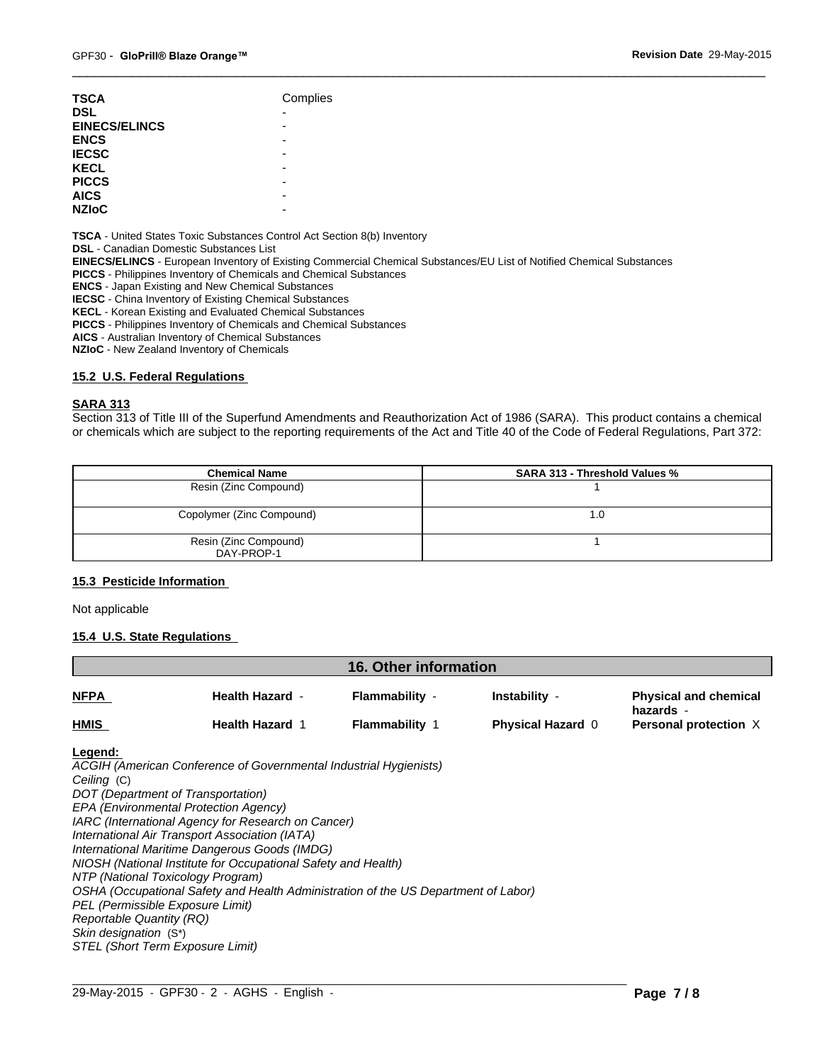| | |
|---|---|
| **TSCA** | Complies |
| **DSL** | - |
| **EINECS/ELINCS** | - |
| **ENCS** | - |
| **IECSC** | - |
| **KECL** | - |
| **PICCS** | - |
| **AICS** | - |
| **NZIoC** | - |

**TSCA** - United States Toxic Substances Control Act Section 8(b) Inventory
**DSL** - Canadian Domestic Substances List
**EINECS/ELINCS** - European Inventory of Existing Commercial Chemical Substances/EU List of Notified Chemical Substances
**PICCS** - Philippines Inventory of Chemicals and Chemical Substances
**ENCS** - Japan Existing and New Chemical Substances
**IECSC** - China Inventory of Existing Chemical Substances
**KECL** - Korean Existing and Evaluated Chemical Substances
**PICCS** - Philippines Inventory of Chemicals and Chemical Substances
**AICS** - Australian Inventory of Chemical Substances
**NZIoC** - New Zealand Inventory of Chemicals

### 15.2 U.S. Federal Regulations

**SARA 313**
Section 313 of Title III of the Superfund Amendments and Reauthorization Act of 1986 (SARA). This product contains a chemical or chemicals which are subject to the reporting requirements of the Act and Title 40 of the Code of Federal Regulations, Part 372:

| Chemical Name | SARA 313 - Threshold Values % |
|---|---|
| Resin (Zinc Compound) | 1 |
| Copolymer (Zinc Compound) | 1.0 |
| Resin (Zinc Compound) DAY-PROP-1 | 1 |

### 15.3 Pesticide Information

Not applicable

### 15.4 U.S. State Regulations

## 16. Other information

| | | | | |
|---|---|---|---|---|
| **NFPA** | **Health Hazard** - | **Flammability** - | **Instability** - | **Physical and chemical hazards** - |
| **HMIS** | **Health Hazard** 1 | **Flammability** 1 | **Physical Hazard** 0 | **Personal protection** X |

**Legend:**
*ACGIH (American Conference of Governmental Industrial Hygienists)*
*Ceiling* (C)
*DOT (Department of Transportation)*
*EPA (Environmental Protection Agency)*
*IARC (International Agency for Research on Cancer)*
*International Air Transport Association (IATA)*
*International Maritime Dangerous Goods (IMDG)*
*NIOSH (National Institute for Occupational Safety and Health)*
*NTP (National Toxicology Program)*
*OSHA (Occupational Safety and Health Administration of the US Department of Labor)*
*PEL (Permissible Exposure Limit)*
*Reportable Quantity (RQ)*
*Skin designation* (S*)
*STEL (Short Term Exposure Limit)*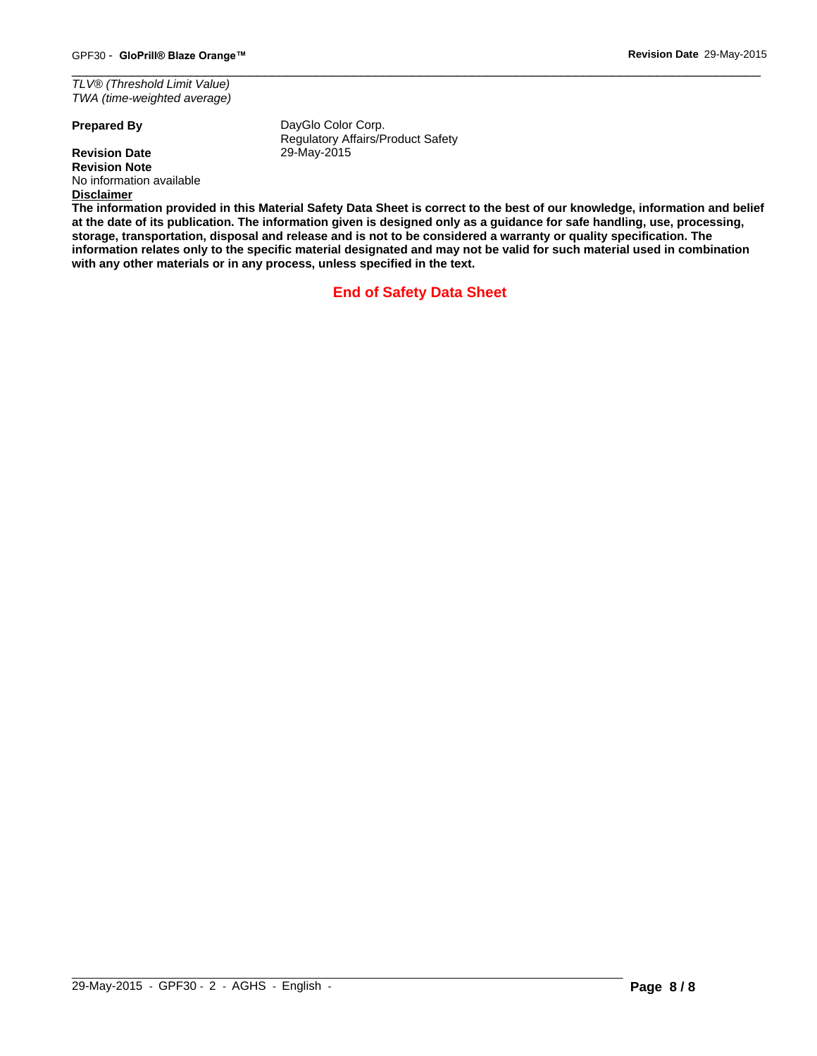*TLV® (Threshold Limit Value)*
*TWA (time-weighted average)*

| | |
|---|---|
| **Prepared By** | DayGlo Color Corp.<br>Regulatory Affairs/Product Safety |
| **Revision Date** | 29-May-2015 |

**Revision Note**
No information available

**Disclaimer**

**The information provided in this Material Safety Data Sheet is correct to the best of our knowledge, information and belief at the date of its publication. The information given is designed only as a guidance for safe handling, use, processing, storage, transportation, disposal and release and is not to be considered a warranty or quality specification. The information relates only to the specific material designated and may not be valid for such material used in combination with any other materials or in any process, unless specified in the text.**

**End of Safety Data Sheet**